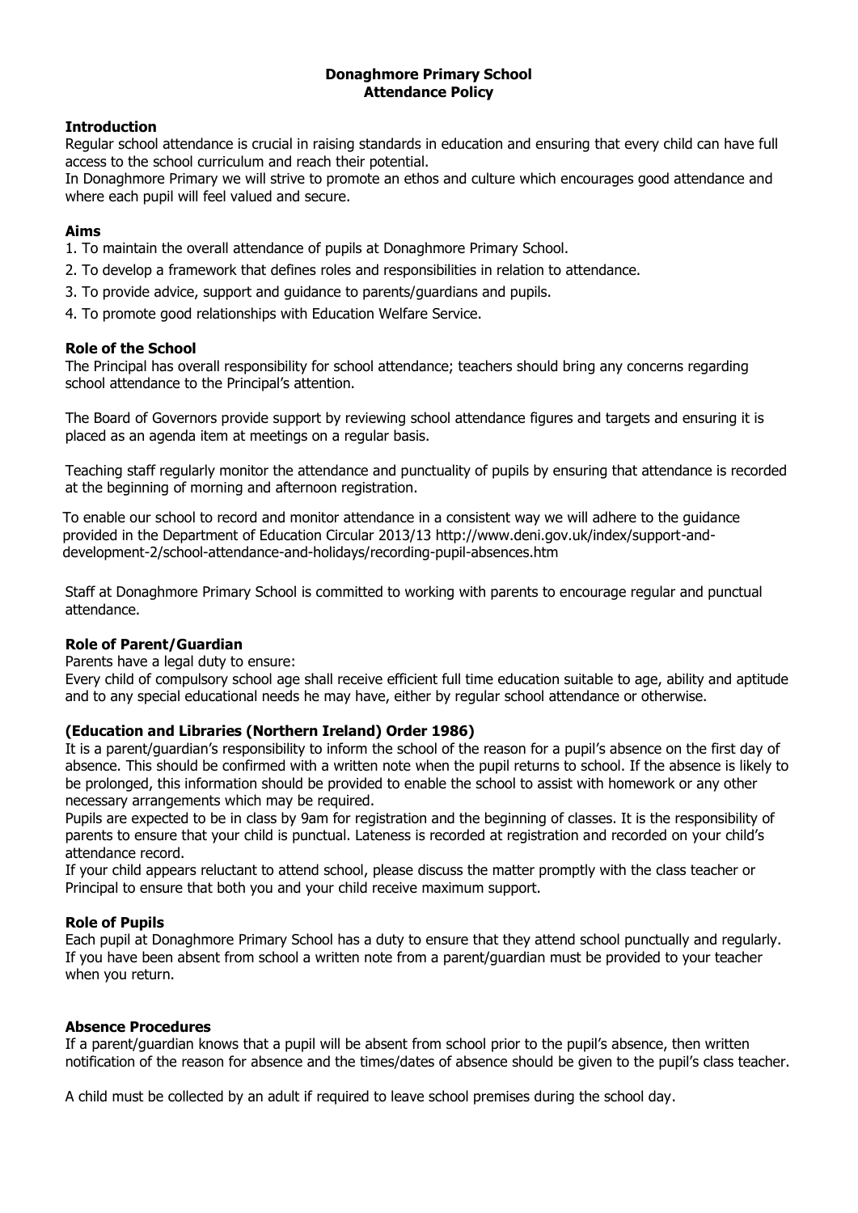# Donaghmore Primary School
## Attendance Policy

### Introduction

Regular school attendance is crucial in raising standards in education and ensuring that every child can have full access to the school curriculum and reach their potential.

In Donaghmore Primary we will strive to promote an ethos and culture which encourages good attendance and where each pupil will feel valued and secure.

### Aims

1. To maintain the overall attendance of pupils at Donaghmore Primary School.
2. To develop a framework that defines roles and responsibilities in relation to attendance.
3. To provide advice, support and guidance to parents/guardians and pupils.
4. To promote good relationships with Education Welfare Service.

### Role of the School

The Principal has overall responsibility for school attendance; teachers should bring any concerns regarding school attendance to the Principal's attention.

The Board of Governors provide support by reviewing school attendance figures and targets and ensuring it is placed as an agenda item at meetings on a regular basis.

Teaching staff regularly monitor the attendance and punctuality of pupils by ensuring that attendance is recorded at the beginning of morning and afternoon registration.

To enable our school to record and monitor attendance in a consistent way we will adhere to the guidance provided in the Department of Education Circular 2013/13 http://www.deni.gov.uk/index/support-and-development-2/school-attendance-and-holidays/recording-pupil-absences.htm

Staff at Donaghmore Primary School is committed to working with parents to encourage regular and punctual attendance.

### Role of Parent/Guardian

Parents have a legal duty to ensure:

Every child of compulsory school age shall receive efficient full time education suitable to age, ability and aptitude and to any special educational needs he may have, either by regular school attendance or otherwise.

### (Education and Libraries (Northern Ireland) Order 1986)

It is a parent/guardian's responsibility to inform the school of the reason for a pupil's absence on the first day of absence. This should be confirmed with a written note when the pupil returns to school. If the absence is likely to be prolonged, this information should be provided to enable the school to assist with homework or any other necessary arrangements which may be required.

Pupils are expected to be in class by 9am for registration and the beginning of classes. It is the responsibility of parents to ensure that your child is punctual. Lateness is recorded at registration and recorded on your child's attendance record.

If your child appears reluctant to attend school, please discuss the matter promptly with the class teacher or Principal to ensure that both you and your child receive maximum support.

### Role of Pupils

Each pupil at Donaghmore Primary School has a duty to ensure that they attend school punctually and regularly. If you have been absent from school a written note from a parent/guardian must be provided to your teacher when you return.

### Absence Procedures

If a parent/guardian knows that a pupil will be absent from school prior to the pupil's absence, then written notification of the reason for absence and the times/dates of absence should be given to the pupil's class teacher.

A child must be collected by an adult if required to leave school premises during the school day.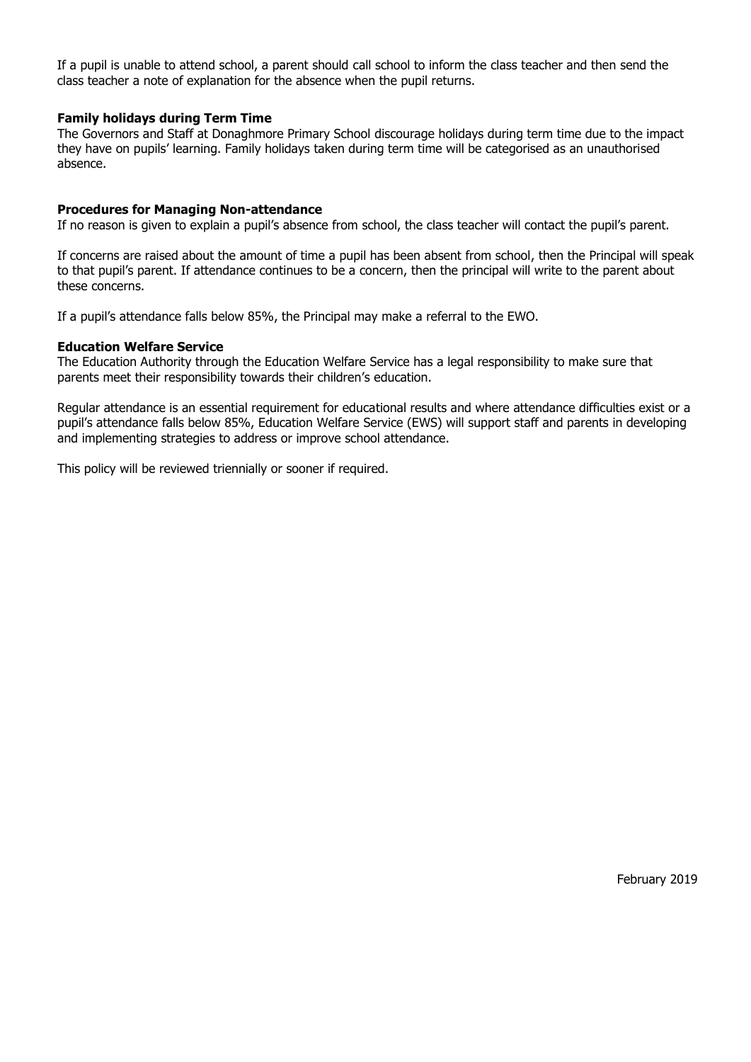If a pupil is unable to attend school, a parent should call school to inform the class teacher and then send the class teacher a note of explanation for the absence when the pupil returns.

**Family holidays during Term Time**

The Governors and Staff at Donaghmore Primary School discourage holidays during term time due to the impact they have on pupils' learning. Family holidays taken during term time will be categorised as an unauthorised absence.

**Procedures for Managing Non-attendance**

If no reason is given to explain a pupil's absence from school, the class teacher will contact the pupil's parent.

If concerns are raised about the amount of time a pupil has been absent from school, then the Principal will speak to that pupil's parent. If attendance continues to be a concern, then the principal will write to the parent about these concerns.

If a pupil's attendance falls below 85%, the Principal may make a referral to the EWO.

**Education Welfare Service**

The Education Authority through the Education Welfare Service has a legal responsibility to make sure that parents meet their responsibility towards their children's education.

Regular attendance is an essential requirement for educational results and where attendance difficulties exist or a pupil's attendance falls below 85%, Education Welfare Service (EWS) will support staff and parents in developing and implementing strategies to address or improve school attendance.

This policy will be reviewed triennially or sooner if required.

February 2019